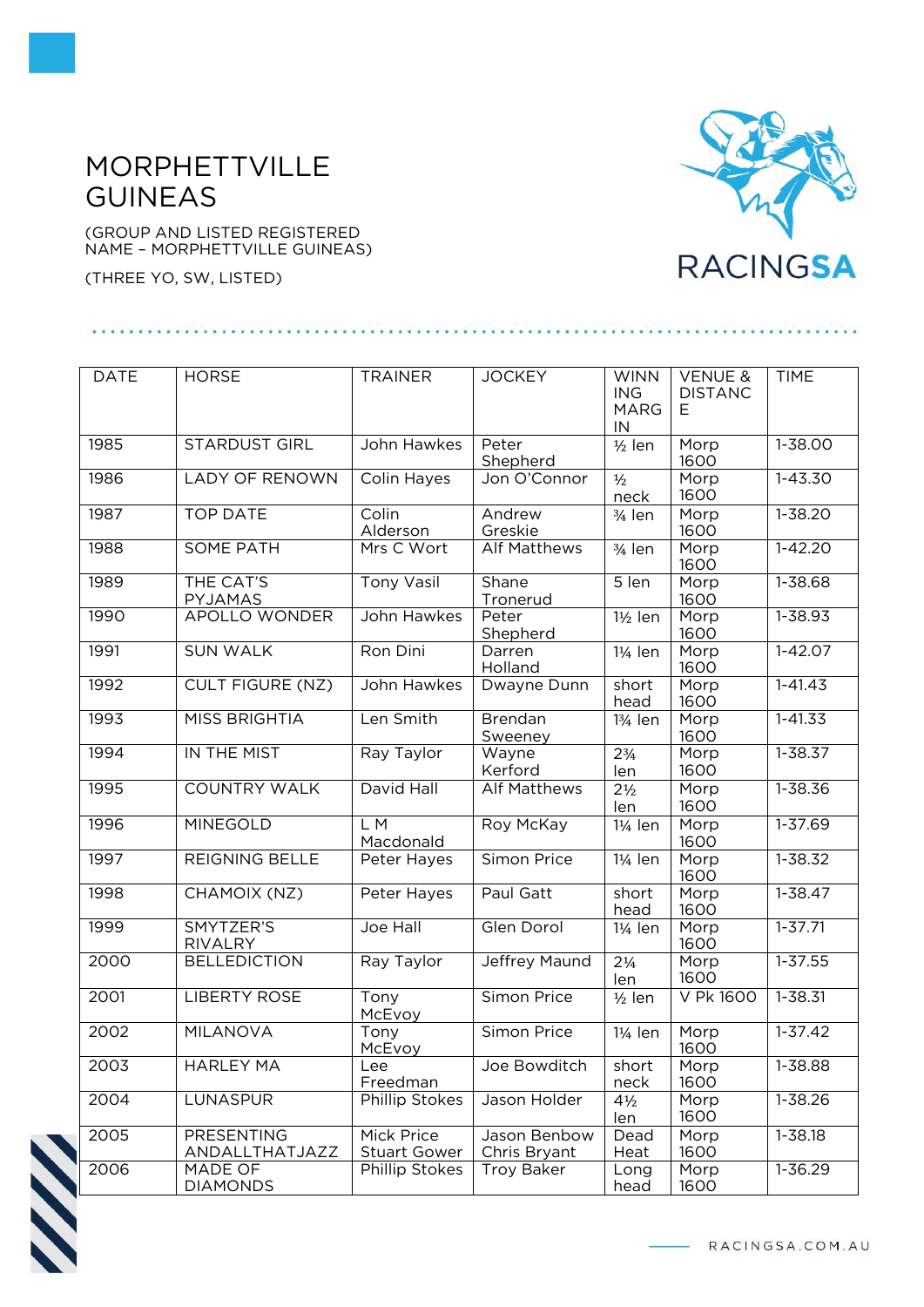# MORPHETTVILLE GUINEAS

(GROUP AND LISTED REGISTERED NAME – MORPHETTVILLE GUINEAS)

(THREE YO, SW, LISTED)

| DATE | HORSE | TRAINER | JOCKEY | WINNING MARGIN | VENUE & DISTANCE | TIME |
|---|---|---|---|---|---|---|
| 1985 | STARDUST GIRL | John Hawkes | Peter Shepherd | ½ len | Morp 1600 | 1-38.00 |
| 1986 | LADY OF RENOWN | Colin Hayes | Jon O'Connor | ½ neck | Morp 1600 | 1-43.30 |
| 1987 | TOP DATE | Colin Alderson | Andrew Greskie | ¾ len | Morp 1600 | 1-38.20 |
| 1988 | SOME PATH | Mrs C Wort | Alf Matthews | ¾ len | Morp 1600 | 1-42.20 |
| 1989 | THE CAT'S PYJAMAS | Tony Vasil | Shane Tronerud | 5 len | Morp 1600 | 1-38.68 |
| 1990 | APOLLO WONDER | John Hawkes | Peter Shepherd | 1½ len | Morp 1600 | 1-38.93 |
| 1991 | SUN WALK | Ron Dini | Darren Holland | 1¼ len | Morp 1600 | 1-42.07 |
| 1992 | CULT FIGURE (NZ) | John Hawkes | Dwayne Dunn | short head | Morp 1600 | 1-41.43 |
| 1993 | MISS BRIGHTIA | Len Smith | Brendan Sweeney | 1¾ len | Morp 1600 | 1-41.33 |
| 1994 | IN THE MIST | Ray Taylor | Wayne Kerford | 2¾ len | Morp 1600 | 1-38.37 |
| 1995 | COUNTRY WALK | David Hall | Alf Matthews | 2½ len | Morp 1600 | 1-38.36 |
| 1996 | MINEGOLD | L M Macdonald | Roy McKay | 1¼ len | Morp 1600 | 1-37.69 |
| 1997 | REIGNING BELLE | Peter Hayes | Simon Price | 1¼ len | Morp 1600 | 1-38.32 |
| 1998 | CHAMOIX (NZ) | Peter Hayes | Paul Gatt | short head | Morp 1600 | 1-38.47 |
| 1999 | SMYTZER'S RIVALRY | Joe Hall | Glen Dorol | 1¼ len | Morp 1600 | 1-37.71 |
| 2000 | BELLEDICTION | Ray Taylor | Jeffrey Maund | 2¼ len | Morp 1600 | 1-37.55 |
| 2001 | LIBERTY ROSE | Tony McEvoy | Simon Price | ½ len | V Pk 1600 | 1-38.31 |
| 2002 | MILANOVA | Tony McEvoy | Simon Price | 1¼ len | Morp 1600 | 1-37.42 |
| 2003 | HARLEY MA | Lee Freedman | Joe Bowditch | short neck | Morp 1600 | 1-38.88 |
| 2004 | LUNASPUR | Phillip Stokes | Jason Holder | 4½ len | Morp 1600 | 1-38.26 |
| 2005 | PRESENTING ANDALLTHATJAZZ | Mick Price Stuart Gower | Jason Benbow Chris Bryant | Dead Heat | Morp 1600 | 1-38.18 |
| 2006 | MADE OF DIAMONDS | Phillip Stokes | Troy Baker | Long head | Morp 1600 | 1-36.29 |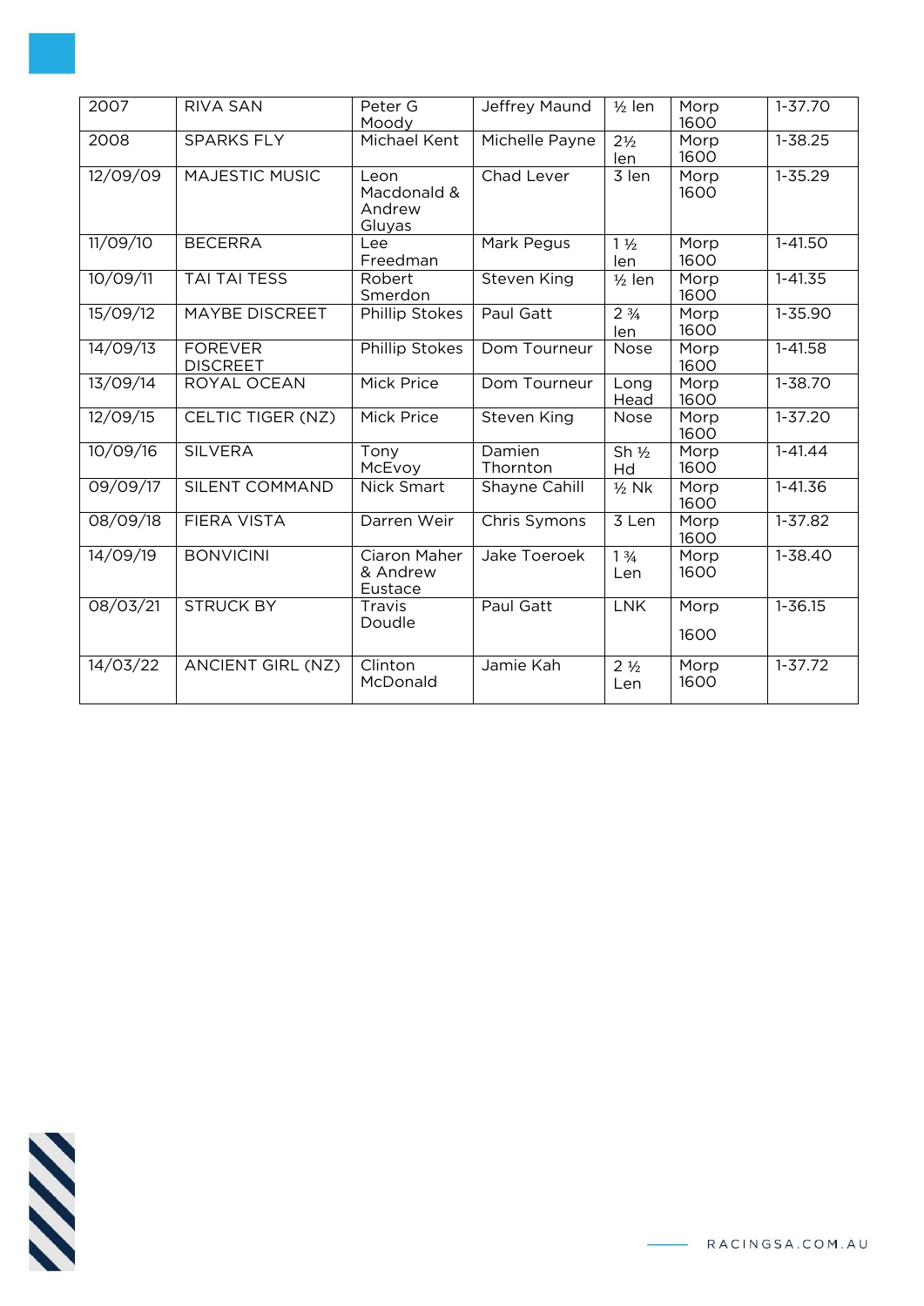| | | | | | | |
|---|---|---|---|---|---|---|
| 2007 | RIVA SAN | Peter G Moody | Jeffrey Maund | ½ len | Morp 1600 | 1-37.70 |
| 2008 | SPARKS FLY | Michael Kent | Michelle Payne | 2½ len | Morp 1600 | 1-38.25 |
| 12/09/09 | MAJESTIC MUSIC | Leon Macdonald & Andrew Gluyas | Chad Lever | 3 len | Morp 1600 | 1-35.29 |
| 11/09/10 | BECERRA | Lee Freedman | Mark Pegus | 1 ½ len | Morp 1600 | 1-41.50 |
| 10/09/11 | TAI TAI TESS | Robert Smerdon | Steven King | ½ len | Morp 1600 | 1-41.35 |
| 15/09/12 | MAYBE DISCREET | Phillip Stokes | Paul Gatt | 2 ¾ len | Morp 1600 | 1-35.90 |
| 14/09/13 | FOREVER DISCREET | Phillip Stokes | Dom Tourneur | Nose | Morp 1600 | 1-41.58 |
| 13/09/14 | ROYAL OCEAN | Mick Price | Dom Tourneur | Long Head | Morp 1600 | 1-38.70 |
| 12/09/15 | CELTIC TIGER (NZ) | Mick Price | Steven King | Nose | Morp 1600 | 1-37.20 |
| 10/09/16 | SILVERA | Tony McEvoy | Damien Thornton | Sh ½ Hd | Morp 1600 | 1-41.44 |
| 09/09/17 | SILENT COMMAND | Nick Smart | Shayne Cahill | ½ Nk | Morp 1600 | 1-41.36 |
| 08/09/18 | FIERA VISTA | Darren Weir | Chris Symons | 3 Len | Morp 1600 | 1-37.82 |
| 14/09/19 | BONVICINI | Ciaron Maher & Andrew Eustace | Jake Toeroek | 1 ¾ Len | Morp 1600 | 1-38.40 |
| 08/03/21 | STRUCK BY | Travis Doudle | Paul Gatt | LNK | Morp 1600 | 1-36.15 |
| 14/03/22 | ANCIENT GIRL (NZ) | Clinton McDonald | Jamie Kah | 2 ½ Len | Morp 1600 | 1-37.72 |